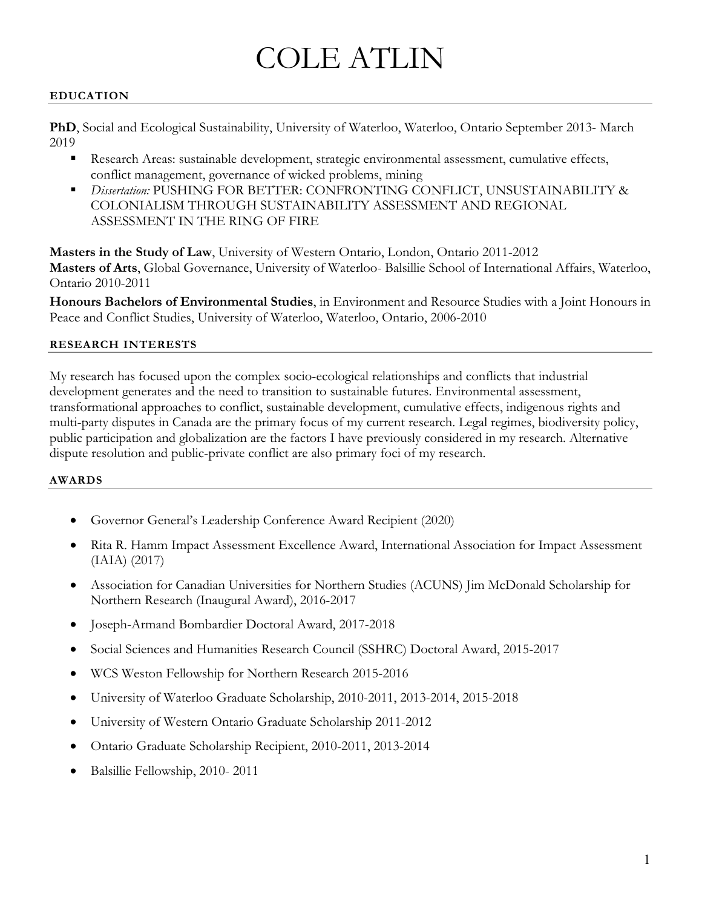# COLE ATLIN

## EDUCATION

**PhD**, Social and Ecological Sustainability, University of Waterloo, Waterloo, Ontario September 2013- March 2019

- Research Areas: sustainable development, strategic environmental assessment, cumulative effects, conflict management, governance of wicked problems, mining
- *Dissertation:* PUSHING FOR BETTER: CONFRONTING CONFLICT, UNSUSTAINABILITY & COLONIALISM THROUGH SUSTAINABILITY ASSESSMENT AND REGIONAL ASSESSMENT IN THE RING OF FIRE

**Masters in the Study of Law**, University of Western Ontario, London, Ontario 2011-2012
**Masters of Arts**, Global Governance, University of Waterloo- Balsillie School of International Affairs, Waterloo, Ontario 2010-2011

**Honours Bachelors of Environmental Studies**, in Environment and Resource Studies with a Joint Honours in Peace and Conflict Studies, University of Waterloo, Waterloo, Ontario, 2006-2010

## RESEARCH INTERESTS

My research has focused upon the complex socio-ecological relationships and conflicts that industrial development generates and the need to transition to sustainable futures. Environmental assessment, transformational approaches to conflict, sustainable development, cumulative effects, indigenous rights and multi-party disputes in Canada are the primary focus of my current research. Legal regimes, biodiversity policy, public participation and globalization are the factors I have previously considered in my research. Alternative dispute resolution and public-private conflict are also primary foci of my research.

## AWARDS

- Governor General's Leadership Conference Award Recipient (2020)
- Rita R. Hamm Impact Assessment Excellence Award, International Association for Impact Assessment (IAIA) (2017)
- Association for Canadian Universities for Northern Studies (ACUNS) Jim McDonald Scholarship for Northern Research (Inaugural Award), 2016-2017
- Joseph-Armand Bombardier Doctoral Award, 2017-2018
- Social Sciences and Humanities Research Council (SSHRC) Doctoral Award, 2015-2017
- WCS Weston Fellowship for Northern Research 2015-2016
- University of Waterloo Graduate Scholarship, 2010-2011, 2013-2014, 2015-2018
- University of Western Ontario Graduate Scholarship 2011-2012
- Ontario Graduate Scholarship Recipient, 2010-2011, 2013-2014
- Balsillie Fellowship, 2010- 2011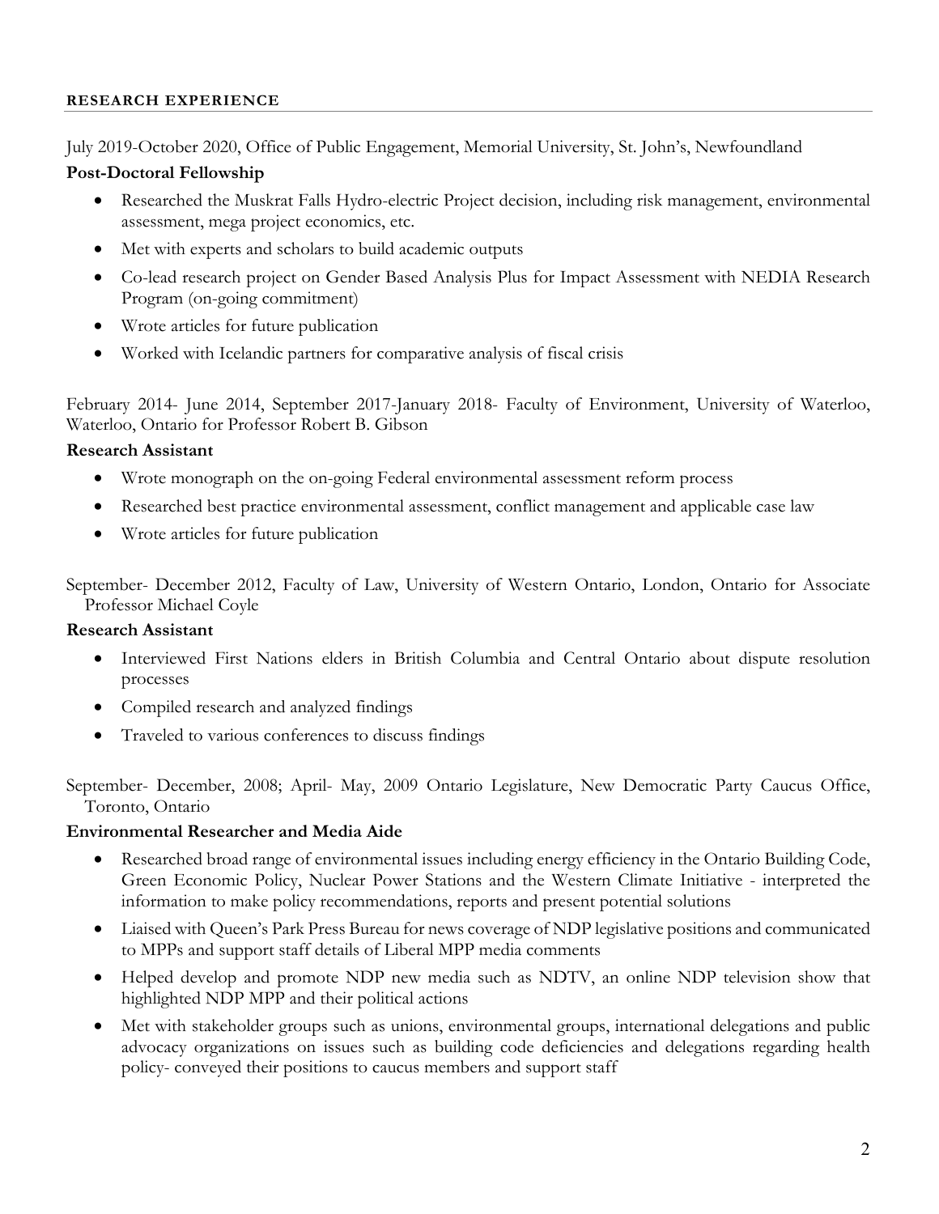## RESEARCH EXPERIENCE

July 2019-October 2020, Office of Public Engagement, Memorial University, St. John's, Newfoundland

**Post-Doctoral Fellowship**

- Researched the Muskrat Falls Hydro-electric Project decision, including risk management, environmental assessment, mega project economics, etc.
- Met with experts and scholars to build academic outputs
- Co-lead research project on Gender Based Analysis Plus for Impact Assessment with NEDIA Research Program (on-going commitment)
- Wrote articles for future publication
- Worked with Icelandic partners for comparative analysis of fiscal crisis

February 2014- June 2014, September 2017-January 2018- Faculty of Environment, University of Waterloo, Waterloo, Ontario for Professor Robert B. Gibson

**Research Assistant**

- Wrote monograph on the on-going Federal environmental assessment reform process
- Researched best practice environmental assessment, conflict management and applicable case law
- Wrote articles for future publication

September- December 2012, Faculty of Law, University of Western Ontario, London, Ontario for Associate Professor Michael Coyle

**Research Assistant**

- Interviewed First Nations elders in British Columbia and Central Ontario about dispute resolution processes
- Compiled research and analyzed findings
- Traveled to various conferences to discuss findings

September- December, 2008; April- May, 2009 Ontario Legislature, New Democratic Party Caucus Office, Toronto, Ontario

**Environmental Researcher and Media Aide**

- Researched broad range of environmental issues including energy efficiency in the Ontario Building Code, Green Economic Policy, Nuclear Power Stations and the Western Climate Initiative - interpreted the information to make policy recommendations, reports and present potential solutions
- Liaised with Queen's Park Press Bureau for news coverage of NDP legislative positions and communicated to MPPs and support staff details of Liberal MPP media comments
- Helped develop and promote NDP new media such as NDTV, an online NDP television show that highlighted NDP MPP and their political actions
- Met with stakeholder groups such as unions, environmental groups, international delegations and public advocacy organizations on issues such as building code deficiencies and delegations regarding health policy- conveyed their positions to caucus members and support staff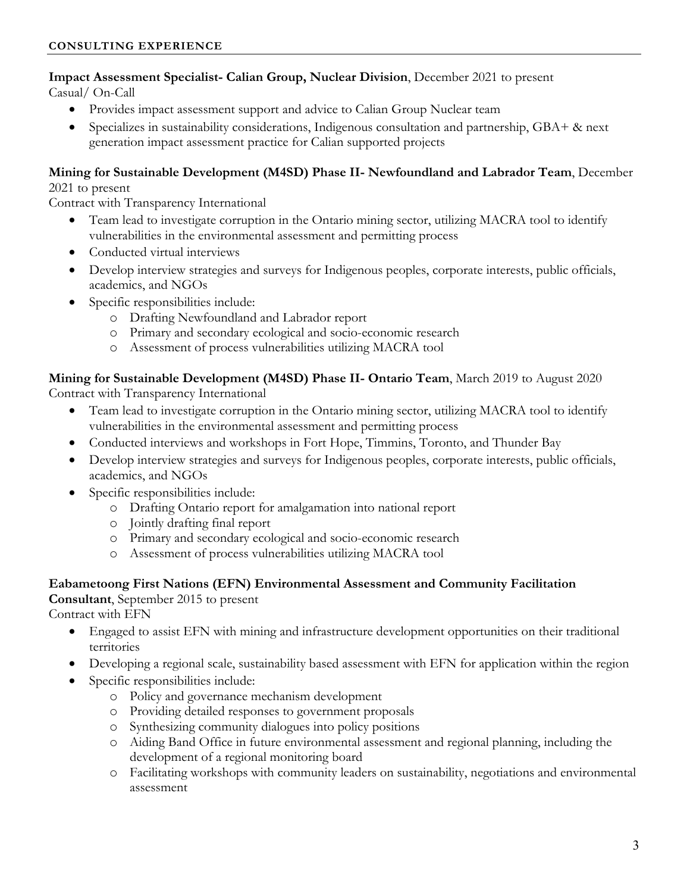## CONSULTING EXPERIENCE

**Impact Assessment Specialist- Calian Group, Nuclear Division**, December 2021 to present
Casual/ On-Call

- Provides impact assessment support and advice to Calian Group Nuclear team
- Specializes in sustainability considerations, Indigenous consultation and partnership, GBA+ & next generation impact assessment practice for Calian supported projects

**Mining for Sustainable Development (M4SD) Phase II- Newfoundland and Labrador Team**, December 2021 to present
Contract with Transparency International

- Team lead to investigate corruption in the Ontario mining sector, utilizing MACRA tool to identify vulnerabilities in the environmental assessment and permitting process
- Conducted virtual interviews
- Develop interview strategies and surveys for Indigenous peoples, corporate interests, public officials, academics, and NGOs
- Specific responsibilities include:
  - Drafting Newfoundland and Labrador report
  - Primary and secondary ecological and socio-economic research
  - Assessment of process vulnerabilities utilizing MACRA tool

**Mining for Sustainable Development (M4SD) Phase II- Ontario Team**, March 2019 to August 2020
Contract with Transparency International

- Team lead to investigate corruption in the Ontario mining sector, utilizing MACRA tool to identify vulnerabilities in the environmental assessment and permitting process
- Conducted interviews and workshops in Fort Hope, Timmins, Toronto, and Thunder Bay
- Develop interview strategies and surveys for Indigenous peoples, corporate interests, public officials, academics, and NGOs
- Specific responsibilities include:
  - Drafting Ontario report for amalgamation into national report
  - Jointly drafting final report
  - Primary and secondary ecological and socio-economic research
  - Assessment of process vulnerabilities utilizing MACRA tool

**Eabametoong First Nations (EFN) Environmental Assessment and Community Facilitation Consultant**, September 2015 to present
Contract with EFN

- Engaged to assist EFN with mining and infrastructure development opportunities on their traditional territories
- Developing a regional scale, sustainability based assessment with EFN for application within the region
- Specific responsibilities include:
  - Policy and governance mechanism development
  - Providing detailed responses to government proposals
  - Synthesizing community dialogues into policy positions
  - Aiding Band Office in future environmental assessment and regional planning, including the development of a regional monitoring board
  - Facilitating workshops with community leaders on sustainability, negotiations and environmental assessment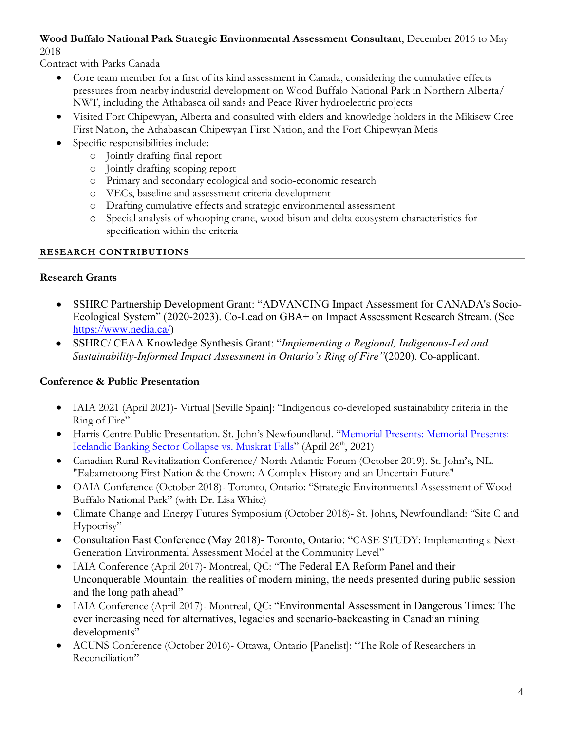**Wood Buffalo National Park Strategic Environmental Assessment Consultant**, December 2016 to May 2018

Contract with Parks Canada

- Core team member for a first of its kind assessment in Canada, considering the cumulative effects pressures from nearby industrial development on Wood Buffalo National Park in Northern Alberta/ NWT, including the Athabasca oil sands and Peace River hydroelectric projects
- Visited Fort Chipewyan, Alberta and consulted with elders and knowledge holders in the Mikisew Cree First Nation, the Athabascan Chipewyan First Nation, and the Fort Chipewyan Metis
- Specific responsibilities include:
  - Jointly drafting final report
  - Jointly drafting scoping report
  - Primary and secondary ecological and socio-economic research
  - VECs, baseline and assessment criteria development
  - Drafting cumulative effects and strategic environmental assessment
  - Special analysis of whooping crane, wood bison and delta ecosystem characteristics for specification within the criteria

## RESEARCH CONTRIBUTIONS

### Research Grants

- SSHRC Partnership Development Grant: "ADVANCING Impact Assessment for CANADA's Socio-Ecological System" (2020-2023). Co-Lead on GBA+ on Impact Assessment Research Stream. (See [https://www.nedia.ca/](https://www.nedia.ca/))
- SSHRC/ CEAA Knowledge Synthesis Grant: "*Implementing a Regional, Indigenous-Led and Sustainability-Informed Impact Assessment in Ontario's Ring of Fire"*(2020). Co-applicant.

### Conference & Public Presentation

- IAIA 2021 (April 2021)- Virtual [Seville Spain]: "Indigenous co-developed sustainability criteria in the Ring of Fire"
- Harris Centre Public Presentation. St. John's Newfoundland. "Memorial Presents: Memorial Presents: Icelandic Banking Sector Collapse vs. Muskrat Falls" (April 26th, 2021)
- Canadian Rural Revitalization Conference/ North Atlantic Forum (October 2019). St. John's, NL. "Eabametoong First Nation & the Crown: A Complex History and an Uncertain Future"
- OAIA Conference (October 2018)- Toronto, Ontario: "Strategic Environmental Assessment of Wood Buffalo National Park" (with Dr. Lisa White)
- Climate Change and Energy Futures Symposium (October 2018)- St. Johns, Newfoundland: "Site C and Hypocrisy"
- Consultation East Conference (May 2018)- Toronto, Ontario: "CASE STUDY: Implementing a Next-Generation Environmental Assessment Model at the Community Level"
- IAIA Conference (April 2017)- Montreal, QC: "The Federal EA Reform Panel and their Unconquerable Mountain: the realities of modern mining, the needs presented during public session and the long path ahead"
- IAIA Conference (April 2017)- Montreal, QC: "Environmental Assessment in Dangerous Times: The ever increasing need for alternatives, legacies and scenario-backcasting in Canadian mining developments"
- ACUNS Conference (October 2016)- Ottawa, Ontario [Panelist]: "The Role of Researchers in Reconciliation"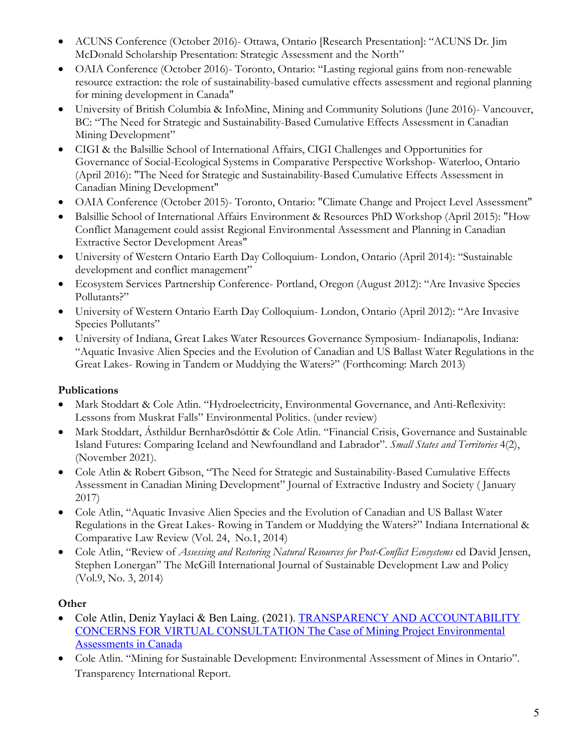- ACUNS Conference (October 2016)- Ottawa, Ontario [Research Presentation]: "ACUNS Dr. Jim McDonald Scholarship Presentation: Strategic Assessment and the North"
- OAIA Conference (October 2016)- Toronto, Ontario: "Lasting regional gains from non-renewable resource extraction: the role of sustainability-based cumulative effects assessment and regional planning for mining development in Canada"
- University of British Columbia & InfoMine, Mining and Community Solutions (June 2016)- Vancouver, BC: "The Need for Strategic and Sustainability-Based Cumulative Effects Assessment in Canadian Mining Development"
- CIGI & the Balsillie School of International Affairs, CIGI Challenges and Opportunities for Governance of Social-Ecological Systems in Comparative Perspective Workshop- Waterloo, Ontario (April 2016): "The Need for Strategic and Sustainability-Based Cumulative Effects Assessment in Canadian Mining Development"
- OAIA Conference (October 2015)- Toronto, Ontario: "Climate Change and Project Level Assessment"
- Balsillie School of International Affairs Environment & Resources PhD Workshop (April 2015): "How Conflict Management could assist Regional Environmental Assessment and Planning in Canadian Extractive Sector Development Areas"
- University of Western Ontario Earth Day Colloquium- London, Ontario (April 2014): "Sustainable development and conflict management"
- Ecosystem Services Partnership Conference- Portland, Oregon (August 2012): "Are Invasive Species Pollutants?"
- University of Western Ontario Earth Day Colloquium- London, Ontario (April 2012): "Are Invasive Species Pollutants"
- University of Indiana, Great Lakes Water Resources Governance Symposium- Indianapolis, Indiana: "Aquatic Invasive Alien Species and the Evolution of Canadian and US Ballast Water Regulations in the Great Lakes- Rowing in Tandem or Muddying the Waters?" (Forthcoming: March 2013)

**Publications**

- Mark Stoddart & Cole Atlin. "Hydroelectricity, Environmental Governance, and Anti-Reflexivity: Lessons from Muskrat Falls" Environmental Politics. (under review)
- Mark Stoddart, Ásthildur Bernharðsdóttir & Cole Atlin. "Financial Crisis, Governance and Sustainable Island Futures: Comparing Iceland and Newfoundland and Labrador". *Small States and Territories* 4(2), (November 2021).
- Cole Atlin & Robert Gibson, "The Need for Strategic and Sustainability-Based Cumulative Effects Assessment in Canadian Mining Development" Journal of Extractive Industry and Society ( January 2017)
- Cole Atlin, "Aquatic Invasive Alien Species and the Evolution of Canadian and US Ballast Water Regulations in the Great Lakes- Rowing in Tandem or Muddying the Waters?" Indiana International & Comparative Law Review (Vol. 24, No.1, 2014)
- Cole Atlin, "Review of *Assessing and Restoring Natural Resources for Post-Conflict Ecosystems* ed David Jensen, Stephen Lonergan" The McGill International Journal of Sustainable Development Law and Policy (Vol.9, No. 3, 2014)

**Other**

- Cole Atlin, Deniz Yaylaci & Ben Laing. (2021). TRANSPARENCY AND ACCOUNTABILITY CONCERNS FOR VIRTUAL CONSULTATION The Case of Mining Project Environmental Assessments in Canada
- Cole Atlin. "Mining for Sustainable Development: Environmental Assessment of Mines in Ontario". Transparency International Report.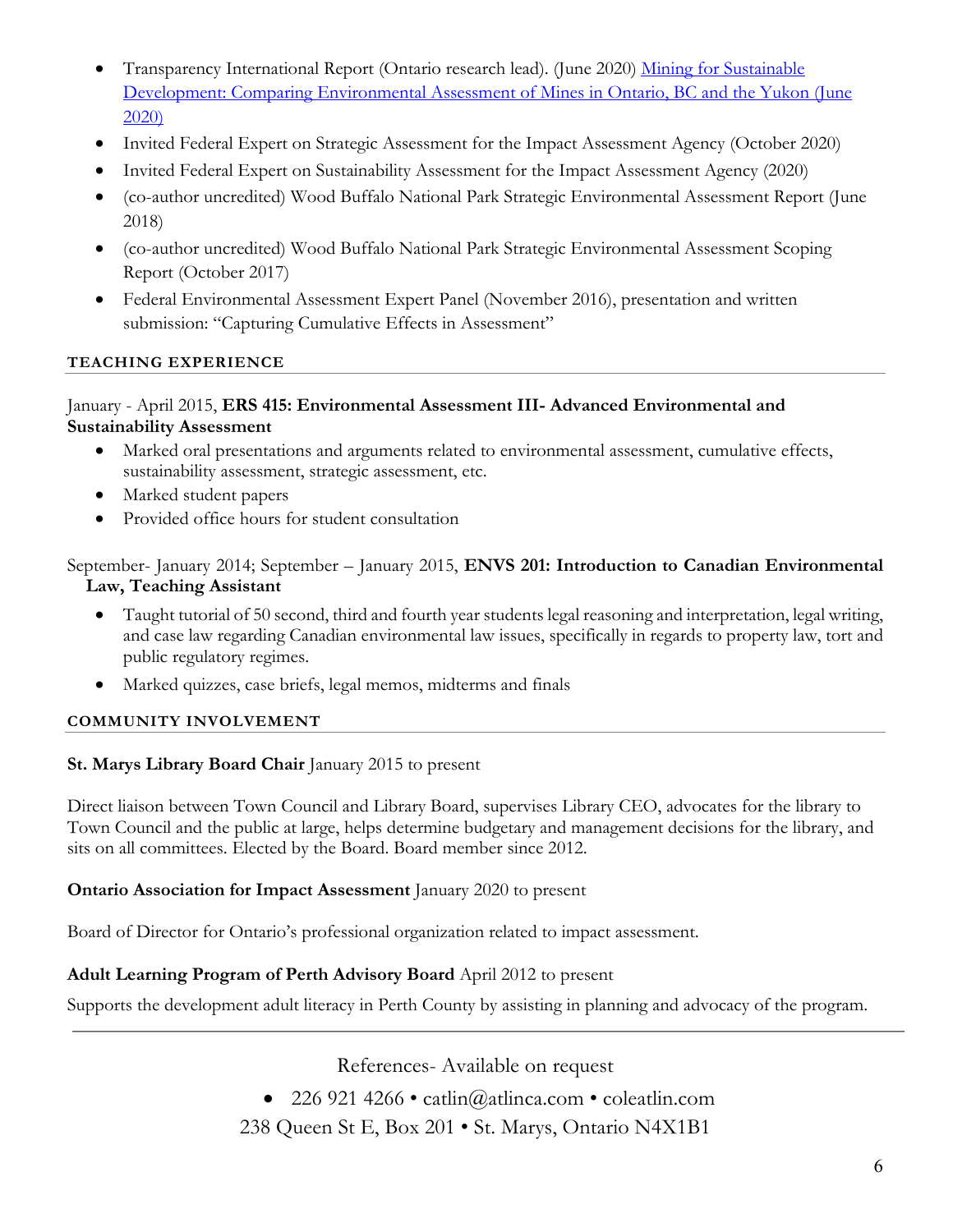- Transparency International Report (Ontario research lead). (June 2020) [Mining for Sustainable Development: Comparing Environmental Assessment of Mines in Ontario, BC and the Yukon (June 2020)]
- Invited Federal Expert on Strategic Assessment for the Impact Assessment Agency (October 2020)
- Invited Federal Expert on Sustainability Assessment for the Impact Assessment Agency (2020)
- (co-author uncredited) Wood Buffalo National Park Strategic Environmental Assessment Report (June 2018)
- (co-author uncredited) Wood Buffalo National Park Strategic Environmental Assessment Scoping Report (October 2017)
- Federal Environmental Assessment Expert Panel (November 2016), presentation and written submission: "Capturing Cumulative Effects in Assessment"

## TEACHING EXPERIENCE

January - April 2015, **ERS 415: Environmental Assessment III- Advanced Environmental and Sustainability Assessment**

- Marked oral presentations and arguments related to environmental assessment, cumulative effects, sustainability assessment, strategic assessment, etc.
- Marked student papers
- Provided office hours for student consultation

September- January 2014; September – January 2015, **ENVS 201: Introduction to Canadian Environmental Law, Teaching Assistant**

- Taught tutorial of 50 second, third and fourth year students legal reasoning and interpretation, legal writing, and case law regarding Canadian environmental law issues, specifically in regards to property law, tort and public regulatory regimes.
- Marked quizzes, case briefs, legal memos, midterms and finals

## COMMUNITY INVOLVEMENT

**St. Marys Library Board Chair** January 2015 to present

Direct liaison between Town Council and Library Board, supervises Library CEO, advocates for the library to Town Council and the public at large, helps determine budgetary and management decisions for the library, and sits on all committees. Elected by the Board. Board member since 2012.

**Ontario Association for Impact Assessment** January 2020 to present

Board of Director for Ontario's professional organization related to impact assessment.

**Adult Learning Program of Perth Advisory Board** April 2012 to present

Supports the development adult literacy in Perth County by assisting in planning and advocacy of the program.

---

References- Available on request

- 226 921 4266 • catlin@atlinca.com • coleatlin.com

238 Queen St E, Box 201 • St. Marys, Ontario N4X1B1